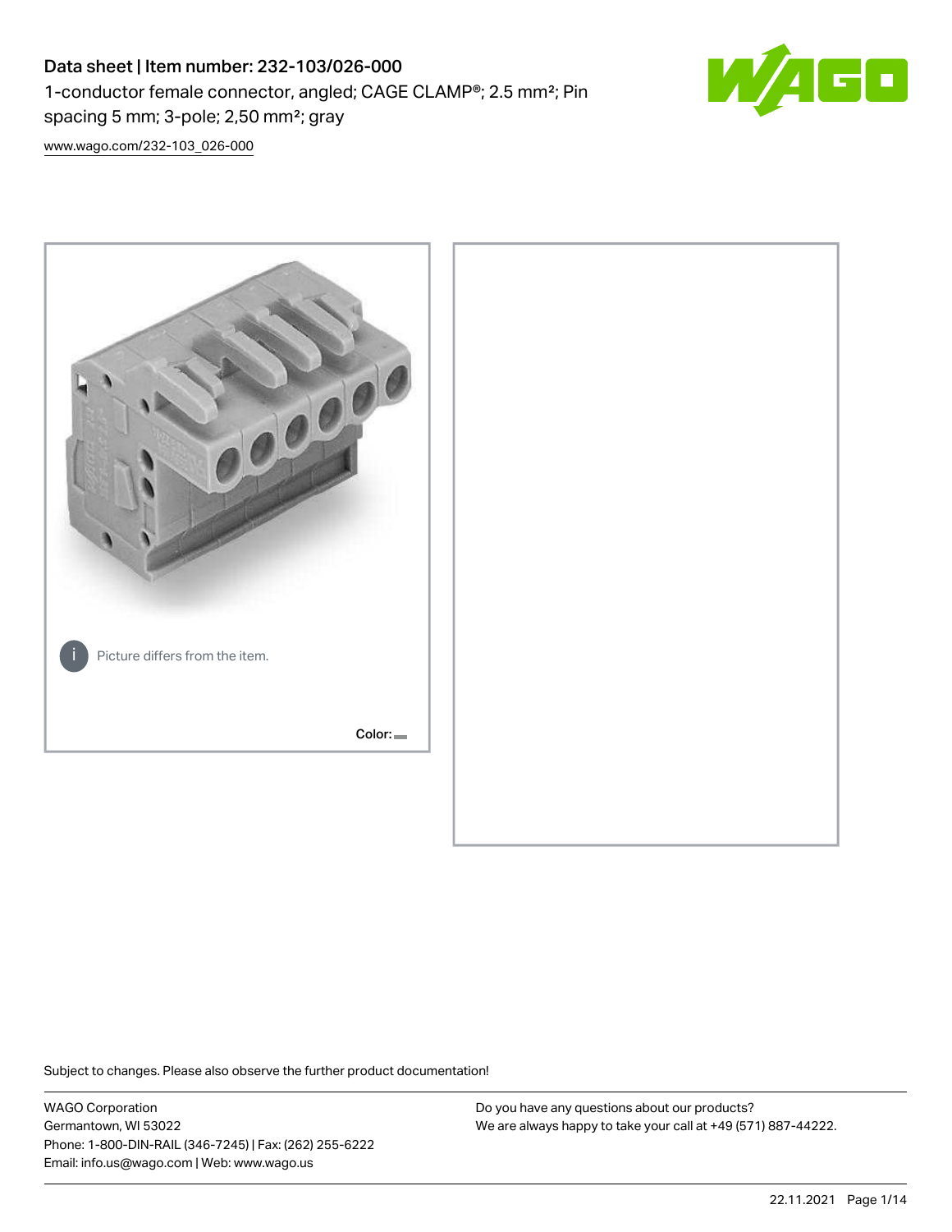# Data sheet | Item number: 232-103/026-000

1-conductor female connector, angled; CAGE CLAMP®; 2.5 mm²; Pin spacing 5 mm; 3-pole; 2,50 mm²; gray

www.wago.com/232-103_026-000

Picture differs from the item.

Color:

Subject to changes. Please also observe the further product documentation!

WAGO Corporation
Germantown, WI 53022
Phone: 1-800-DIN-RAIL (346-7245) | Fax: (262) 255-6222
Email: info.us@wago.com | Web: www.wago.us

Do you have any questions about our products?
We are always happy to take your call at +49 (571) 887-44222.

22.11.2021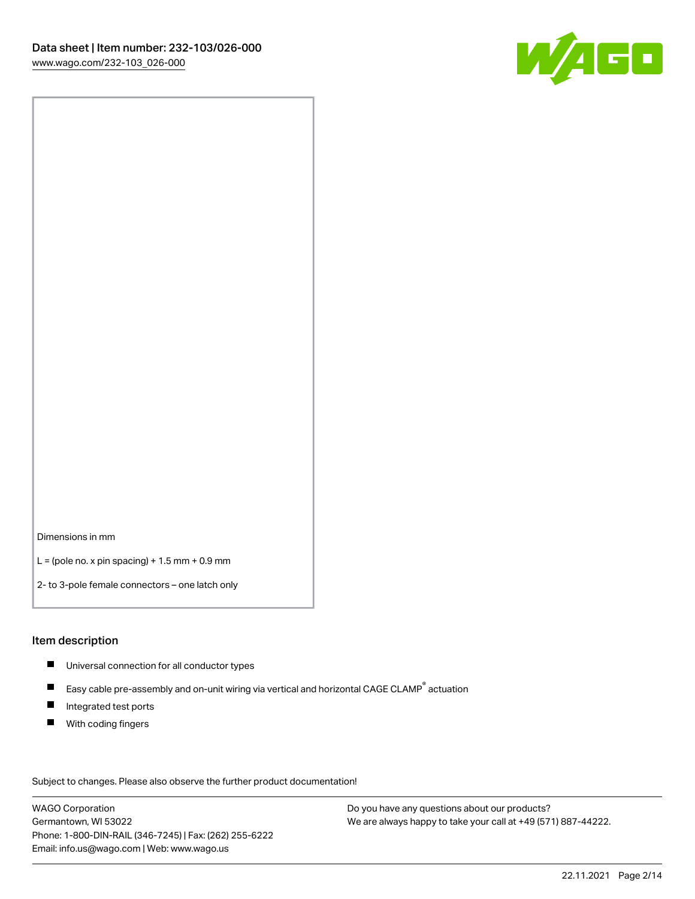Dimensions in mm

L = (pole no. x pin spacing) + 1.5 mm + 0.9 mm

2- to 3-pole female connectors – one latch only

## Item description

- Universal connection for all conductor types
- Easy cable pre-assembly and on-unit wiring via vertical and horizontal CAGE CLAMP® actuation
- Integrated test ports
- With coding fingers

Subject to changes. Please also observe the further product documentation!

WAGO Corporation
Germantown, WI 53022
Phone: 1-800-DIN-RAIL (346-7245) | Fax: (262) 255-6222
Email: info.us@wago.com | Web: www.wago.us

Do you have any questions about our products?
We are always happy to take your call at +49 (571) 887-44222.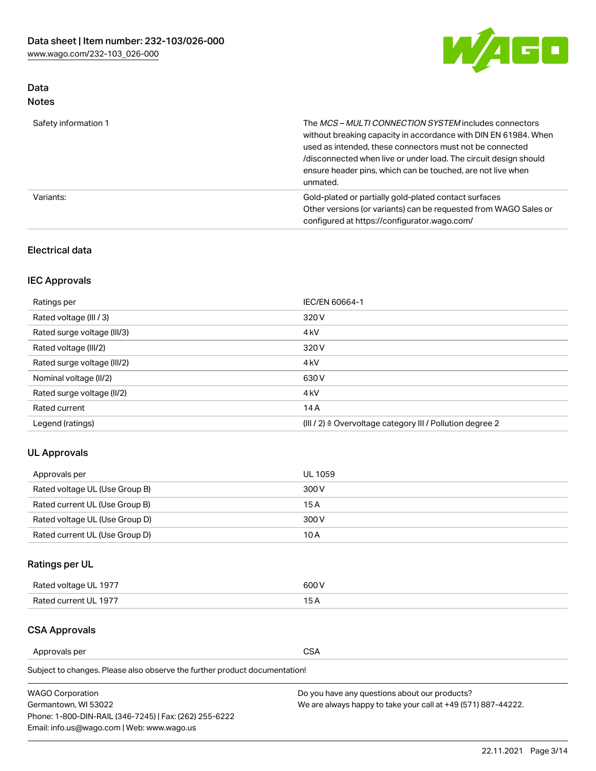## Data
### Notes

| | |
|---|---|
| Safety information 1 | The *MCS – MULTI CONNECTION SYSTEM* includes connectors without breaking capacity in accordance with DIN EN 61984. When used as intended, these connectors must not be connected /disconnected when live or under load. The circuit design should ensure header pins, which can be touched, are not live when unmated. |
| Variants: | Gold-plated or partially gold-plated contact surfaces<br>Other versions (or variants) can be requested from WAGO Sales or configured at https://configurator.wago.com/ |

### Electrical data

### IEC Approvals

| | |
|---|---|
| Ratings per | IEC/EN 60664-1 |
| Rated voltage (III / 3) | 320 V |
| Rated surge voltage (III/3) | 4 kV |
| Rated voltage (III/2) | 320 V |
| Rated surge voltage (III/2) | 4 kV |
| Nominal voltage (II/2) | 630 V |
| Rated surge voltage (II/2) | 4 kV |
| Rated current | 14 A |
| Legend (ratings) | (III / 2) ≙ Overvoltage category III / Pollution degree 2 |

### UL Approvals

| | |
|---|---|
| Approvals per | UL 1059 |
| Rated voltage UL (Use Group B) | 300 V |
| Rated current UL (Use Group B) | 15 A |
| Rated voltage UL (Use Group D) | 300 V |
| Rated current UL (Use Group D) | 10 A |

### Ratings per UL

| | |
|---|---|
| Rated voltage UL 1977 | 600 V |
| Rated current UL 1977 | 15 A |

### CSA Approvals

| | |
|---|---|
| Approvals per | CSA |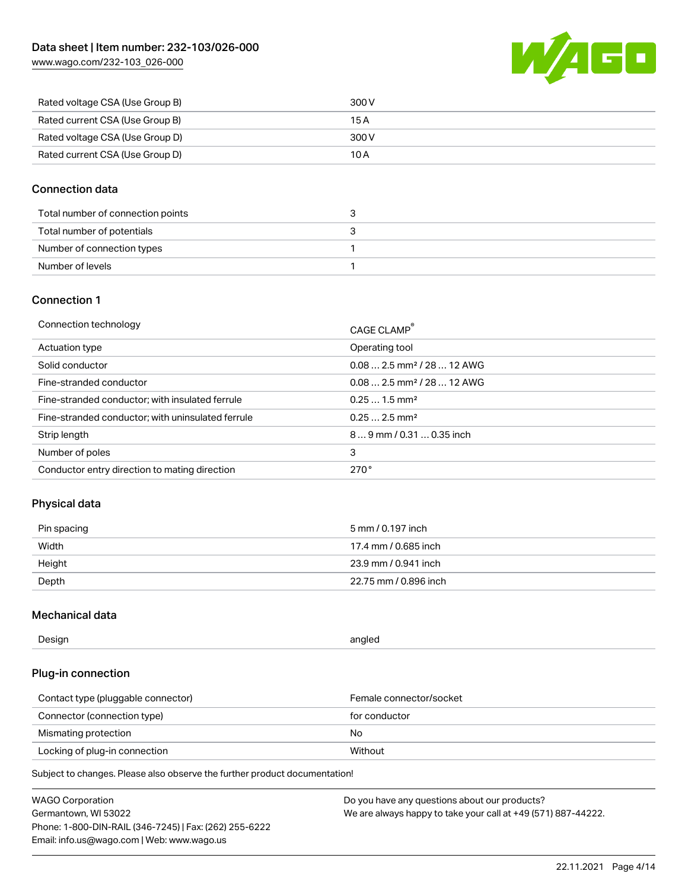| | |
|---|---|
| Rated voltage CSA (Use Group B) | 300 V |
| Rated current CSA (Use Group B) | 15 A |
| Rated voltage CSA (Use Group D) | 300 V |
| Rated current CSA (Use Group D) | 10 A |

## Connection data

| | |
|---|---|
| Total number of connection points | 3 |
| Total number of potentials | 3 |
| Number of connection types | 1 |
| Number of levels | 1 |

## Connection 1

| | |
|---|---|
| Connection technology | CAGE CLAMP® |
| Actuation type | Operating tool |
| Solid conductor | 0.08 … 2.5 mm² / 28 … 12 AWG |
| Fine-stranded conductor | 0.08 … 2.5 mm² / 28 … 12 AWG |
| Fine-stranded conductor; with insulated ferrule | 0.25 … 1.5 mm² |
| Fine-stranded conductor; with uninsulated ferrule | 0.25 … 2.5 mm² |
| Strip length | 8 … 9 mm / 0.31 … 0.35 inch |
| Number of poles | 3 |
| Conductor entry direction to mating direction | 270° |

## Physical data

| | |
|---|---|
| Pin spacing | 5 mm / 0.197 inch |
| Width | 17.4 mm / 0.685 inch |
| Height | 23.9 mm / 0.941 inch |
| Depth | 22.75 mm / 0.896 inch |

## Mechanical data

| | |
|---|---|
| Design | angled |

## Plug-in connection

| | |
|---|---|
| Contact type (pluggable connector) | Female connector/socket |
| Connector (connection type) | for conductor |
| Mismating protection | No |
| Locking of plug-in connection | Without |

Subject to changes. Please also observe the further product documentation!

WAGO Corporation
Germantown, WI 53022
Phone: 1-800-DIN-RAIL (346-7245) | Fax: (262) 255-6222
Email: info.us@wago.com | Web: www.wago.us

Do you have any questions about our products?
We are always happy to take your call at +49 (571) 887-44222.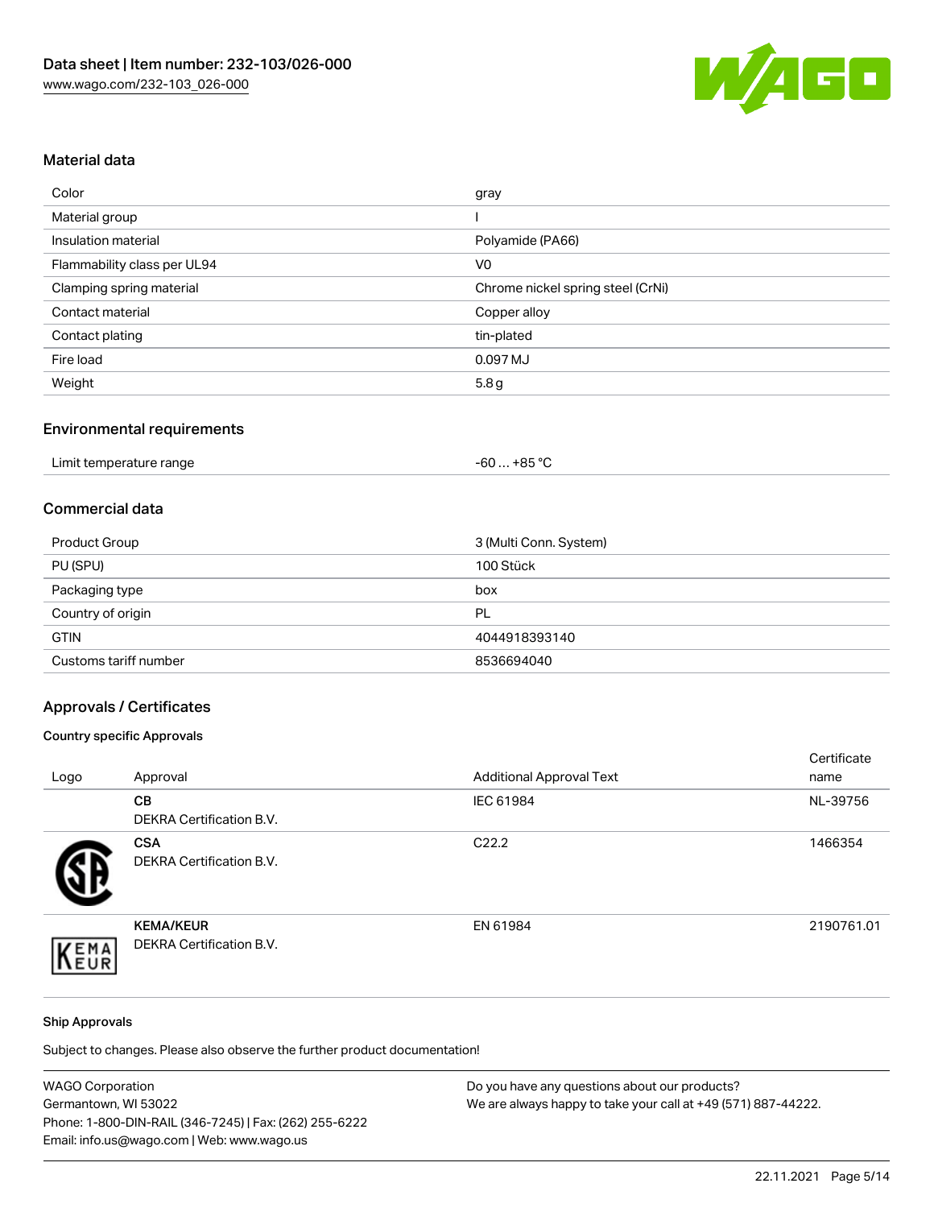## Material data

| | |
|---|---|
| Color | gray |
| Material group | I |
| Insulation material | Polyamide (PA66) |
| Flammability class per UL94 | V0 |
| Clamping spring material | Chrome nickel spring steel (CrNi) |
| Contact material | Copper alloy |
| Contact plating | tin-plated |
| Fire load | 0.097 MJ |
| Weight | 5.8 g |

## Environmental requirements

| | |
|---|---|
| Limit temperature range | -60 … +85 °C |

## Commercial data

| | |
|---|---|
| Product Group | 3 (Multi Conn. System) |
| PU (SPU) | 100 Stück |
| Packaging type | box |
| Country of origin | PL |
| GTIN | 4044918393140 |
| Customs tariff number | 8536694040 |

## Approvals / Certificates

### Country specific Approvals

| Logo | Approval | Additional Approval Text | Certificate name |
|---|---|---|---|
| | **CB**<br>DEKRA Certification B.V. | IEC 61984 | NL-39756 |
| | **CSA**<br>DEKRA Certification B.V. | C22.2 | 1466354 |
| | **KEMA/KEUR**<br>DEKRA Certification B.V. | EN 61984 | 2190761.01 |

### Ship Approvals

Subject to changes. Please also observe the further product documentation!

WAGO Corporation
Germantown, WI 53022
Phone: 1-800-DIN-RAIL (346-7245) | Fax: (262) 255-6222
Email: info.us@wago.com | Web: www.wago.us

Do you have any questions about our products?
We are always happy to take your call at +49 (571) 887-44222.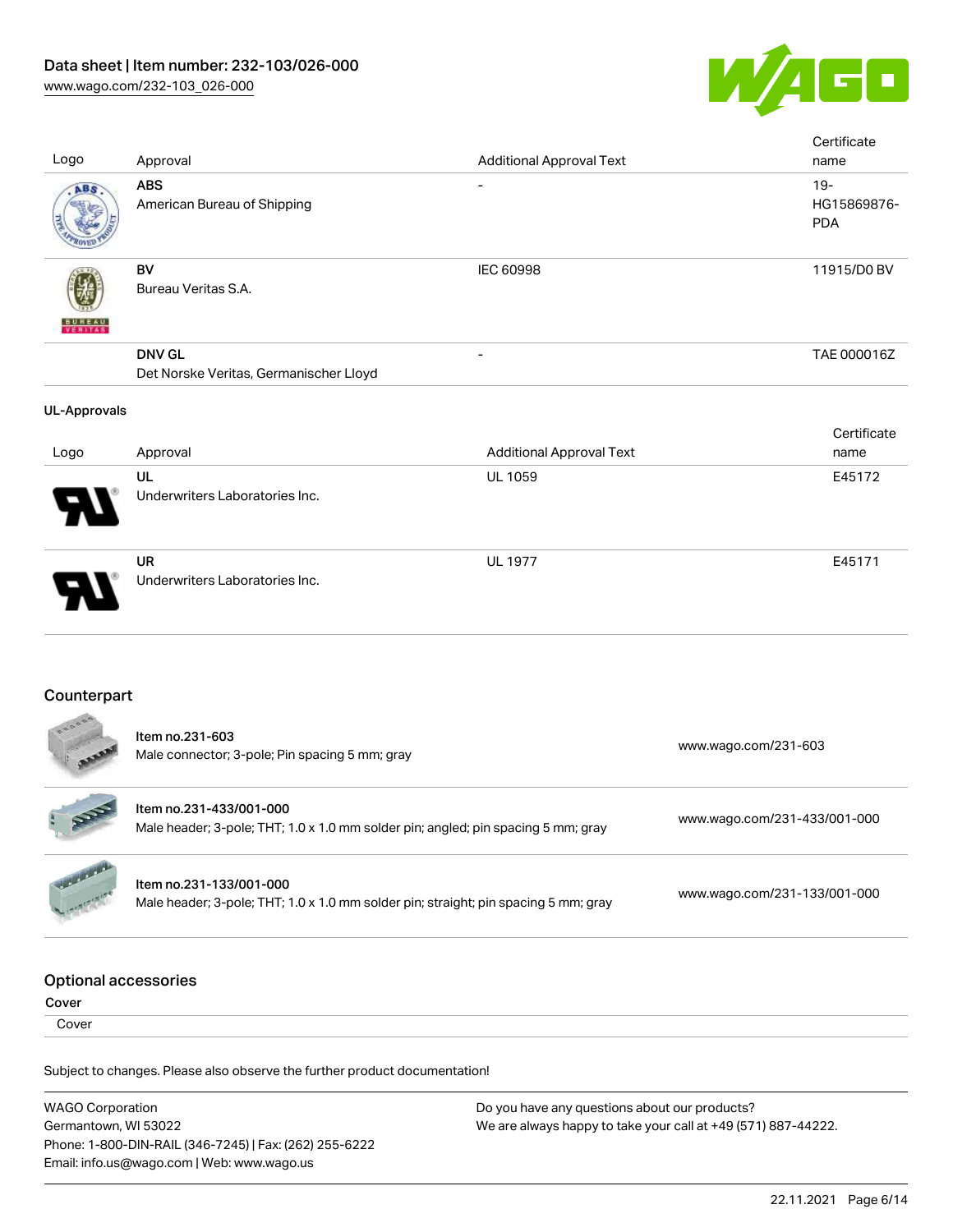| Logo | Approval | Additional Approval Text | Certificate name |
| --- | --- | --- | --- |
| | **ABS** American Bureau of Shipping | - | 19-HG15869876-PDA |
| | **BV** Bureau Veritas S.A. | IEC 60998 | 11915/D0 BV |
| | **DNV GL** Det Norske Veritas, Germanischer Lloyd | - | TAE 000016Z |

**UL-Approvals**

| Logo | Approval | Additional Approval Text | Certificate name |
| --- | --- | --- | --- |
| | **UL** Underwriters Laboratories Inc. | UL 1059 | E45172 |
| | **UR** Underwriters Laboratories Inc. | UL 1977 | E45171 |

## Counterpart

| | | |
| --- | --- | --- |
| | Item no.231-603<br>Male connector; 3-pole; Pin spacing 5 mm; gray | www.wago.com/231-603 |
| | Item no.231-433/001-000<br>Male header; 3-pole; THT; 1.0 x 1.0 mm solder pin; angled; pin spacing 5 mm; gray | www.wago.com/231-433/001-000 |
| | Item no.231-133/001-000<br>Male header; 3-pole; THT; 1.0 x 1.0 mm solder pin; straight; pin spacing 5 mm; gray | www.wago.com/231-133/001-000 |

## Optional accessories

**Cover**

Cover

Subject to changes. Please also observe the further product documentation!

WAGO Corporation
Germantown, WI 53022
Phone: 1-800-DIN-RAIL (346-7245) | Fax: (262) 255-6222
Email: info.us@wago.com | Web: www.wago.us

Do you have any questions about our products?
We are always happy to take your call at +49 (571) 887-44222.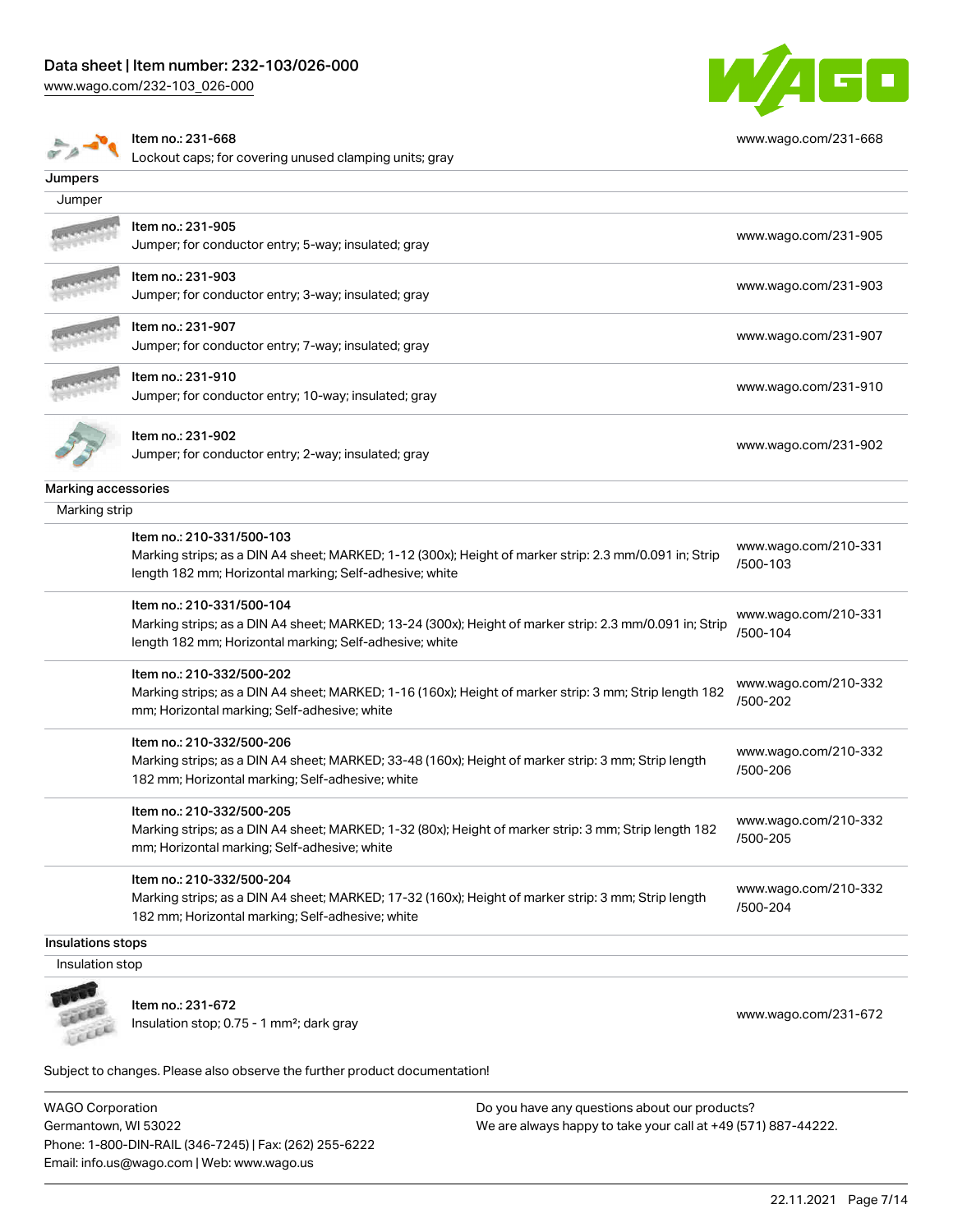| | |
|---|---|
| Item no.: 231-668<br>Lockout caps; for covering unused clamping units; gray | www.wago.com/231-668 |

## Jumpers

### Jumper

| | |
|---|---|
| Item no.: 231-905<br>Jumper; for conductor entry; 5-way; insulated; gray | www.wago.com/231-905 |
| Item no.: 231-903<br>Jumper; for conductor entry; 3-way; insulated; gray | www.wago.com/231-903 |
| Item no.: 231-907<br>Jumper; for conductor entry; 7-way; insulated; gray | www.wago.com/231-907 |
| Item no.: 231-910<br>Jumper; for conductor entry; 10-way; insulated; gray | www.wago.com/231-910 |
| Item no.: 231-902<br>Jumper; for conductor entry; 2-way; insulated; gray | www.wago.com/231-902 |

## Marking accessories

### Marking strip

| | |
|---|---|
| Item no.: 210-331/500-103<br>Marking strips; as a DIN A4 sheet; MARKED; 1-12 (300x); Height of marker strip: 2.3 mm/0.091 in; Strip length 182 mm; Horizontal marking; Self-adhesive; white | www.wago.com/210-331/500-103 |
| Item no.: 210-331/500-104<br>Marking strips; as a DIN A4 sheet; MARKED; 13-24 (300x); Height of marker strip: 2.3 mm/0.091 in; Strip length 182 mm; Horizontal marking; Self-adhesive; white | www.wago.com/210-331/500-104 |
| Item no.: 210-332/500-202<br>Marking strips; as a DIN A4 sheet; MARKED; 1-16 (160x); Height of marker strip: 3 mm; Strip length 182 mm; Horizontal marking; Self-adhesive; white | www.wago.com/210-332/500-202 |
| Item no.: 210-332/500-206<br>Marking strips; as a DIN A4 sheet; MARKED; 33-48 (160x); Height of marker strip: 3 mm; Strip length 182 mm; Horizontal marking; Self-adhesive; white | www.wago.com/210-332/500-206 |
| Item no.: 210-332/500-205<br>Marking strips; as a DIN A4 sheet; MARKED; 1-32 (80x); Height of marker strip: 3 mm; Strip length 182 mm; Horizontal marking; Self-adhesive; white | www.wago.com/210-332/500-205 |
| Item no.: 210-332/500-204<br>Marking strips; as a DIN A4 sheet; MARKED; 17-32 (160x); Height of marker strip: 3 mm; Strip length 182 mm; Horizontal marking; Self-adhesive; white | www.wago.com/210-332/500-204 |

## Insulations stops

### Insulation stop

| | |
|---|---|
| Item no.: 231-672<br>Insulation stop; 0.75 - 1 mm²; dark gray | www.wago.com/231-672 |

Subject to changes. Please also observe the further product documentation!

WAGO Corporation
Germantown, WI 53022
Phone: 1-800-DIN-RAIL (346-7245) | Fax: (262) 255-6222
Email: info.us@wago.com | Web: www.wago.us

Do you have any questions about our products?
We are always happy to take your call at +49 (571) 887-44222.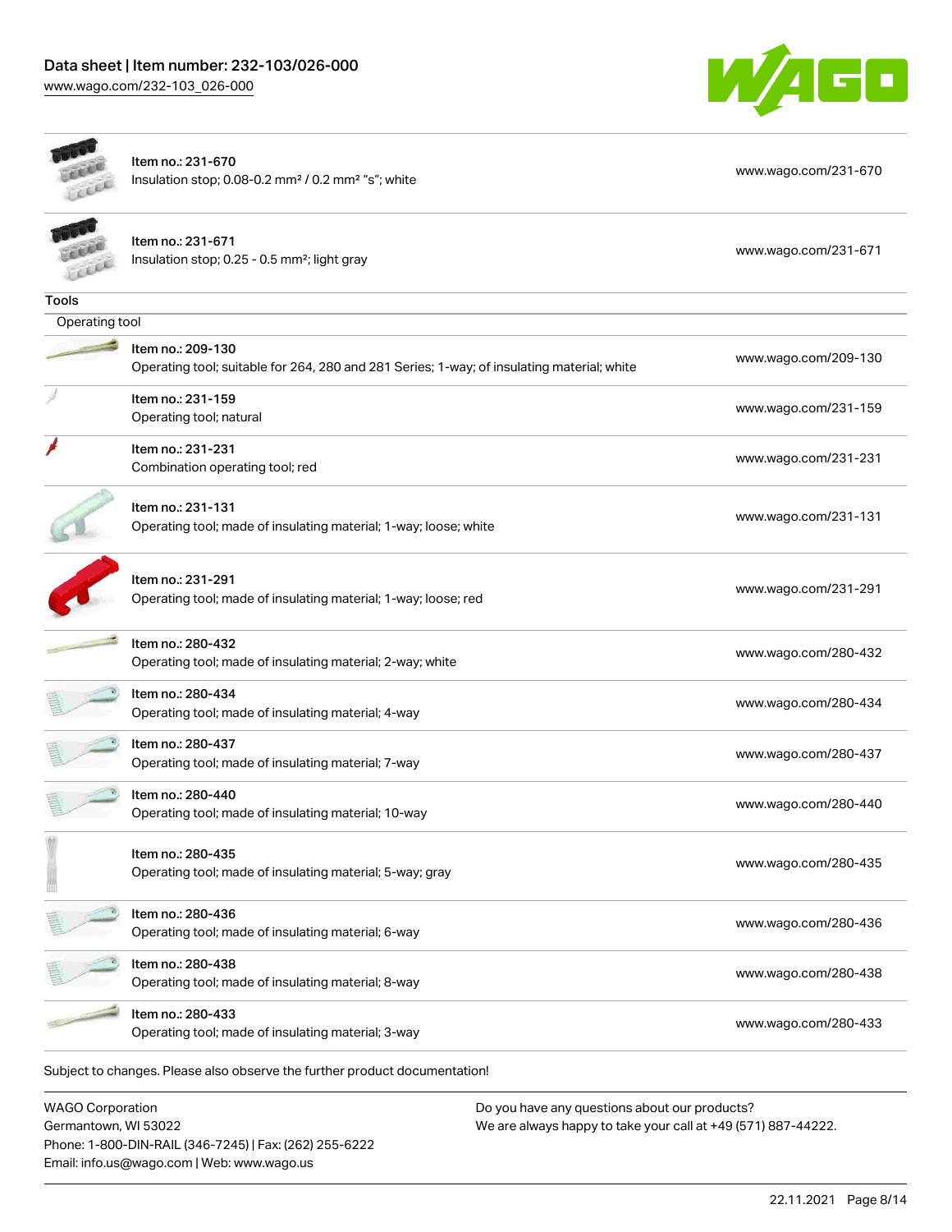| | | |
|---|---|---|
| | Item no.: 231-670<br>Insulation stop; 0.08-0.2 mm² / 0.2 mm² "s"; white | www.wago.com/231-670 |
| | Item no.: 231-671<br>Insulation stop; 0.25 - 0.5 mm²; light gray | www.wago.com/231-671 |

## Tools

Operating tool

| | | |
|---|---|---|
| | Item no.: 209-130<br>Operating tool; suitable for 264, 280 and 281 Series; 1-way; of insulating material; white | www.wago.com/209-130 |
| | Item no.: 231-159<br>Operating tool; natural | www.wago.com/231-159 |
| | Item no.: 231-231<br>Combination operating tool; red | www.wago.com/231-231 |
| | Item no.: 231-131<br>Operating tool; made of insulating material; 1-way; loose; white | www.wago.com/231-131 |
| | Item no.: 231-291<br>Operating tool; made of insulating material; 1-way; loose; red | www.wago.com/231-291 |
| | Item no.: 280-432<br>Operating tool; made of insulating material; 2-way; white | www.wago.com/280-432 |
| | Item no.: 280-434<br>Operating tool; made of insulating material; 4-way | www.wago.com/280-434 |
| | Item no.: 280-437<br>Operating tool; made of insulating material; 7-way | www.wago.com/280-437 |
| | Item no.: 280-440<br>Operating tool; made of insulating material; 10-way | www.wago.com/280-440 |
| | Item no.: 280-435<br>Operating tool; made of insulating material; 5-way; gray | www.wago.com/280-435 |
| | Item no.: 280-436<br>Operating tool; made of insulating material; 6-way | www.wago.com/280-436 |
| | Item no.: 280-438<br>Operating tool; made of insulating material; 8-way | www.wago.com/280-438 |
| | Item no.: 280-433<br>Operating tool; made of insulating material; 3-way | www.wago.com/280-433 |

Subject to changes. Please also observe the further product documentation!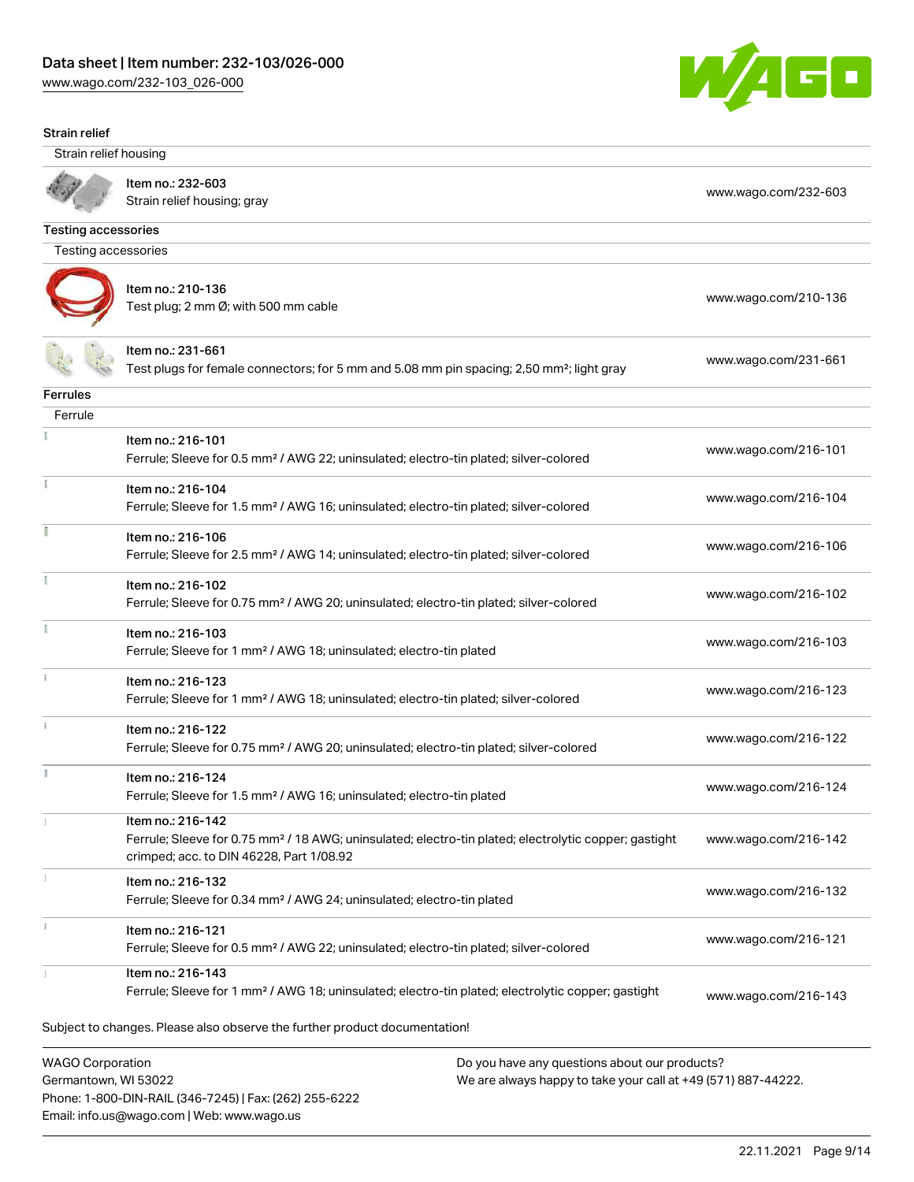## Strain relief

### Strain relief housing

| | | |
|---|---|---|
| | Item no.: 232-603<br>Strain relief housing; gray | www.wago.com/232-603 |

## Testing accessories

### Testing accessories

| | | |
|---|---|---|
| | Item no.: 210-136<br>Test plug; 2 mm Ø; with 500 mm cable | www.wago.com/210-136 |
| | Item no.: 231-661<br>Test plugs for female connectors; for 5 mm and 5.08 mm pin spacing; 2,50 mm²; light gray | www.wago.com/231-661 |

## Ferrules

### Ferrule

| | | |
|---|---|---|
| | Item no.: 216-101<br>Ferrule; Sleeve for 0.5 mm² / AWG 22; uninsulated; electro-tin plated; silver-colored | www.wago.com/216-101 |
| | Item no.: 216-104<br>Ferrule; Sleeve for 1.5 mm² / AWG 16; uninsulated; electro-tin plated; silver-colored | www.wago.com/216-104 |
| | Item no.: 216-106<br>Ferrule; Sleeve for 2.5 mm² / AWG 14; uninsulated; electro-tin plated; silver-colored | www.wago.com/216-106 |
| | Item no.: 216-102<br>Ferrule; Sleeve for 0.75 mm² / AWG 20; uninsulated; electro-tin plated; silver-colored | www.wago.com/216-102 |
| | Item no.: 216-103<br>Ferrule; Sleeve for 1 mm² / AWG 18; uninsulated; electro-tin plated | www.wago.com/216-103 |
| | Item no.: 216-123<br>Ferrule; Sleeve for 1 mm² / AWG 18; uninsulated; electro-tin plated; silver-colored | www.wago.com/216-123 |
| | Item no.: 216-122<br>Ferrule; Sleeve for 0.75 mm² / AWG 20; uninsulated; electro-tin plated; silver-colored | www.wago.com/216-122 |
| | Item no.: 216-124<br>Ferrule; Sleeve for 1.5 mm² / AWG 16; uninsulated; electro-tin plated | www.wago.com/216-124 |
| | Item no.: 216-142<br>Ferrule; Sleeve for 0.75 mm² / 18 AWG; uninsulated; electro-tin plated; electrolytic copper; gastight crimped; acc. to DIN 46228, Part 1/08.92 | www.wago.com/216-142 |
| | Item no.: 216-132<br>Ferrule; Sleeve for 0.34 mm² / AWG 24; uninsulated; electro-tin plated | www.wago.com/216-132 |
| | Item no.: 216-121<br>Ferrule; Sleeve for 0.5 mm² / AWG 22; uninsulated; electro-tin plated; silver-colored | www.wago.com/216-121 |
| | Item no.: 216-143<br>Ferrule; Sleeve for 1 mm² / AWG 18; uninsulated; electro-tin plated; electrolytic copper; gastight | www.wago.com/216-143 |

Subject to changes. Please also observe the further product documentation!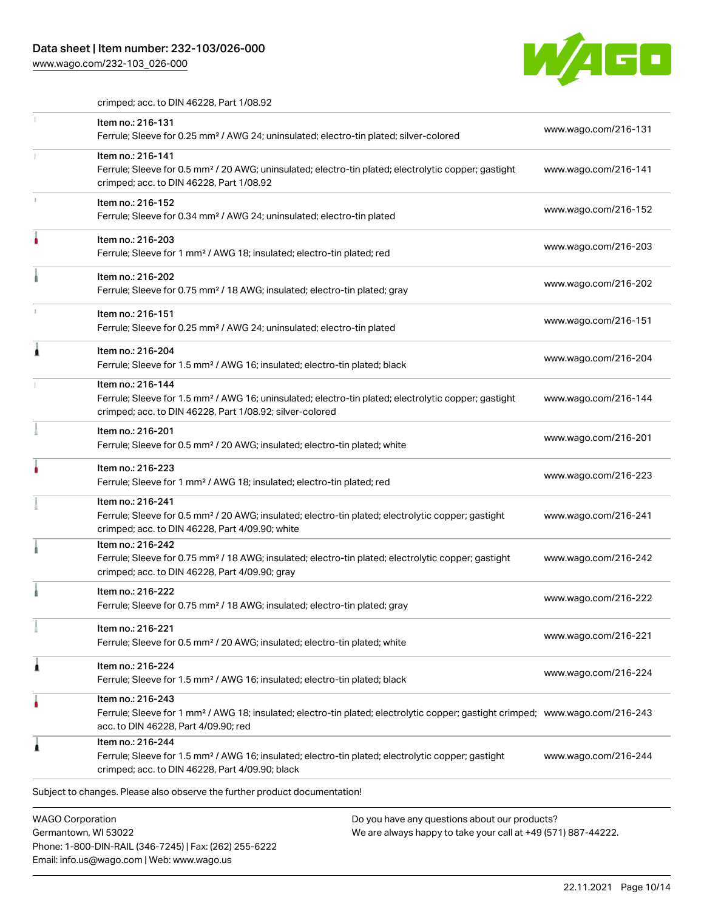crimped; acc. to DIN 46228, Part 1/08.92

| | | |
|---|---|---|
| | Item no.: 216-131<br>Ferrule; Sleeve for 0.25 mm² / AWG 24; uninsulated; electro-tin plated; silver-colored | www.wago.com/216-131 |
| | Item no.: 216-141<br>Ferrule; Sleeve for 0.5 mm² / 20 AWG; uninsulated; electro-tin plated; electrolytic copper; gastight crimped; acc. to DIN 46228, Part 1/08.92 | www.wago.com/216-141 |
| | Item no.: 216-152<br>Ferrule; Sleeve for 0.34 mm² / AWG 24; uninsulated; electro-tin plated | www.wago.com/216-152 |
| | Item no.: 216-203<br>Ferrule; Sleeve for 1 mm² / AWG 18; insulated; electro-tin plated; red | www.wago.com/216-203 |
| | Item no.: 216-202<br>Ferrule; Sleeve for 0.75 mm² / 18 AWG; insulated; electro-tin plated; gray | www.wago.com/216-202 |
| | Item no.: 216-151<br>Ferrule; Sleeve for 0.25 mm² / AWG 24; uninsulated; electro-tin plated | www.wago.com/216-151 |
| | Item no.: 216-204<br>Ferrule; Sleeve for 1.5 mm² / AWG 16; insulated; electro-tin plated; black | www.wago.com/216-204 |
| | Item no.: 216-144<br>Ferrule; Sleeve for 1.5 mm² / AWG 16; uninsulated; electro-tin plated; electrolytic copper; gastight crimped; acc. to DIN 46228, Part 1/08.92; silver-colored | www.wago.com/216-144 |
| | Item no.: 216-201<br>Ferrule; Sleeve for 0.5 mm² / 20 AWG; insulated; electro-tin plated; white | www.wago.com/216-201 |
| | Item no.: 216-223<br>Ferrule; Sleeve for 1 mm² / AWG 18; insulated; electro-tin plated; red | www.wago.com/216-223 |
| | Item no.: 216-241<br>Ferrule; Sleeve for 0.5 mm² / 20 AWG; insulated; electro-tin plated; electrolytic copper; gastight crimped; acc. to DIN 46228, Part 4/09.90; white | www.wago.com/216-241 |
| | Item no.: 216-242<br>Ferrule; Sleeve for 0.75 mm² / 18 AWG; insulated; electro-tin plated; electrolytic copper; gastight crimped; acc. to DIN 46228, Part 4/09.90; gray | www.wago.com/216-242 |
| | Item no.: 216-222<br>Ferrule; Sleeve for 0.75 mm² / 18 AWG; insulated; electro-tin plated; gray | www.wago.com/216-222 |
| | Item no.: 216-221<br>Ferrule; Sleeve for 0.5 mm² / 20 AWG; insulated; electro-tin plated; white | www.wago.com/216-221 |
| | Item no.: 216-224<br>Ferrule; Sleeve for 1.5 mm² / AWG 16; insulated; electro-tin plated; black | www.wago.com/216-224 |
| | Item no.: 216-243<br>Ferrule; Sleeve for 1 mm² / AWG 18; insulated; electro-tin plated; electrolytic copper; gastight crimped; acc. to DIN 46228, Part 4/09.90; red | www.wago.com/216-243 |
| | Item no.: 216-244<br>Ferrule; Sleeve for 1.5 mm² / AWG 16; insulated; electro-tin plated; electrolytic copper; gastight crimped; acc. to DIN 46228, Part 4/09.90; black | www.wago.com/216-244 |

Subject to changes. Please also observe the further product documentation!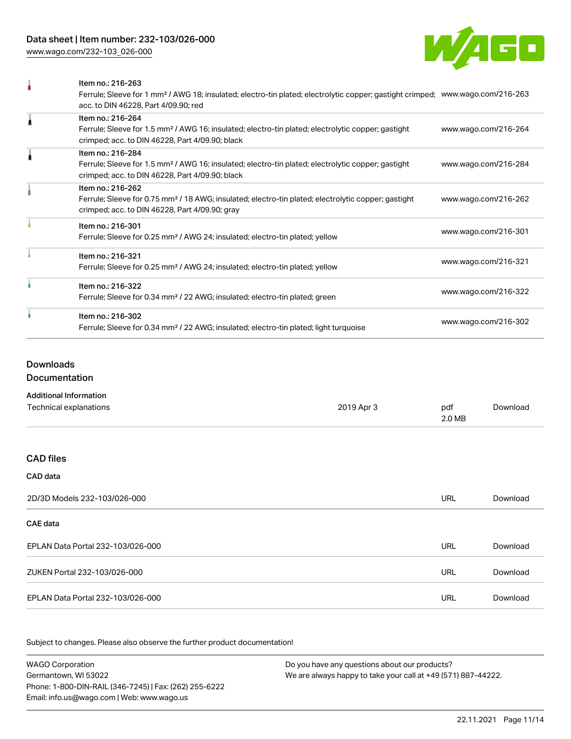| | | |
|---|---|---|
| | Item no.: 216-263<br>Ferrule; Sleeve for 1 mm² / AWG 18; insulated; electro-tin plated; electrolytic copper; gastight crimped; acc. to DIN 46228, Part 4/09.90; red | www.wago.com/216-263 |
| | Item no.: 216-264<br>Ferrule; Sleeve for 1.5 mm² / AWG 16; insulated; electro-tin plated; electrolytic copper; gastight crimped; acc. to DIN 46228, Part 4/09.90; black | www.wago.com/216-264 |
| | Item no.: 216-284<br>Ferrule; Sleeve for 1.5 mm² / AWG 16; insulated; electro-tin plated; electrolytic copper; gastight crimped; acc. to DIN 46228, Part 4/09.90; black | www.wago.com/216-284 |
| | Item no.: 216-262<br>Ferrule; Sleeve for 0.75 mm² / 18 AWG; insulated; electro-tin plated; electrolytic copper; gastight crimped; acc. to DIN 46228, Part 4/09.90; gray | www.wago.com/216-262 |
| | Item no.: 216-301<br>Ferrule; Sleeve for 0.25 mm² / AWG 24; insulated; electro-tin plated; yellow | www.wago.com/216-301 |
| | Item no.: 216-321<br>Ferrule; Sleeve for 0.25 mm² / AWG 24; insulated; electro-tin plated; yellow | www.wago.com/216-321 |
| | Item no.: 216-322<br>Ferrule; Sleeve for 0.34 mm² / 22 AWG; insulated; electro-tin plated; green | www.wago.com/216-322 |
| | Item no.: 216-302<br>Ferrule; Sleeve for 0.34 mm² / 22 AWG; insulated; electro-tin plated; light turquoise | www.wago.com/216-302 |

## Downloads

### Documentation

**Additional Information**

| | | | |
|---|---|---|---|
| Technical explanations | 2019 Apr 3 | pdf<br>2.0 MB | Download |

### CAD files

**CAD data**

| | | |
|---|---|---|
| 2D/3D Models 232-103/026-000 | URL | Download |

**CAE data**

| | | |
|---|---|---|
| EPLAN Data Portal 232-103/026-000 | URL | Download |
| ZUKEN Portal 232-103/026-000 | URL | Download |
| EPLAN Data Portal 232-103/026-000 | URL | Download |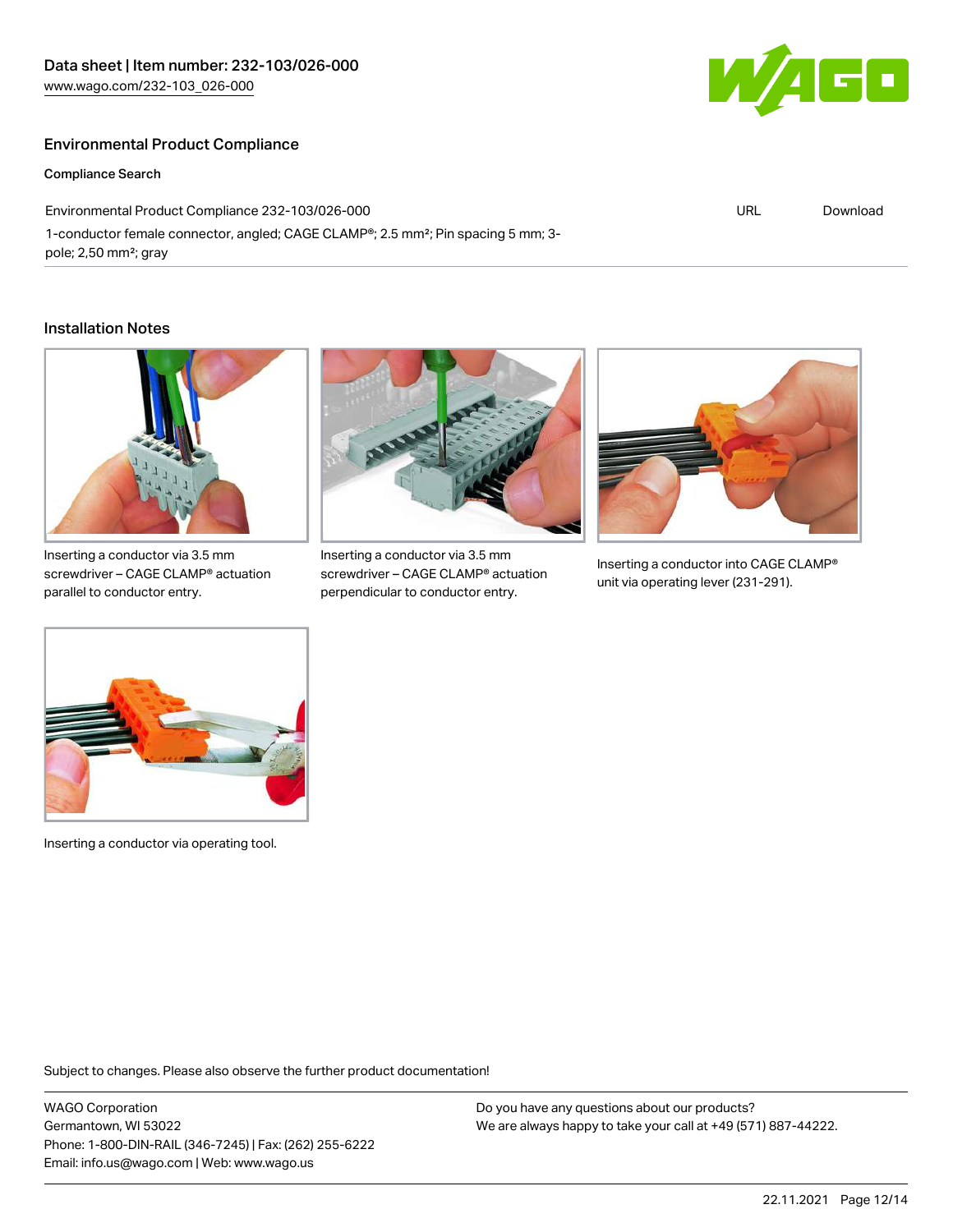## Environmental Product Compliance

### Compliance Search

| | | |
|---|---|---|
| Environmental Product Compliance 232-103/026-000<br>1-conductor female connector, angled; CAGE CLAMP®; 2.5 mm²; Pin spacing 5 mm; 3-pole; 2,50 mm²; gray | URL | Download |

## Installation Notes

Inserting a conductor via 3.5 mm screwdriver – CAGE CLAMP® actuation parallel to conductor entry.

Inserting a conductor via 3.5 mm screwdriver – CAGE CLAMP® actuation perpendicular to conductor entry.

Inserting a conductor into CAGE CLAMP® unit via operating lever (231-291).

Inserting a conductor via operating tool.

Subject to changes. Please also observe the further product documentation!

WAGO Corporation
Germantown, WI 53022
Phone: 1-800-DIN-RAIL (346-7245) | Fax: (262) 255-6222
Email: info.us@wago.com | Web: www.wago.us

Do you have any questions about our products?
We are always happy to take your call at +49 (571) 887-44222.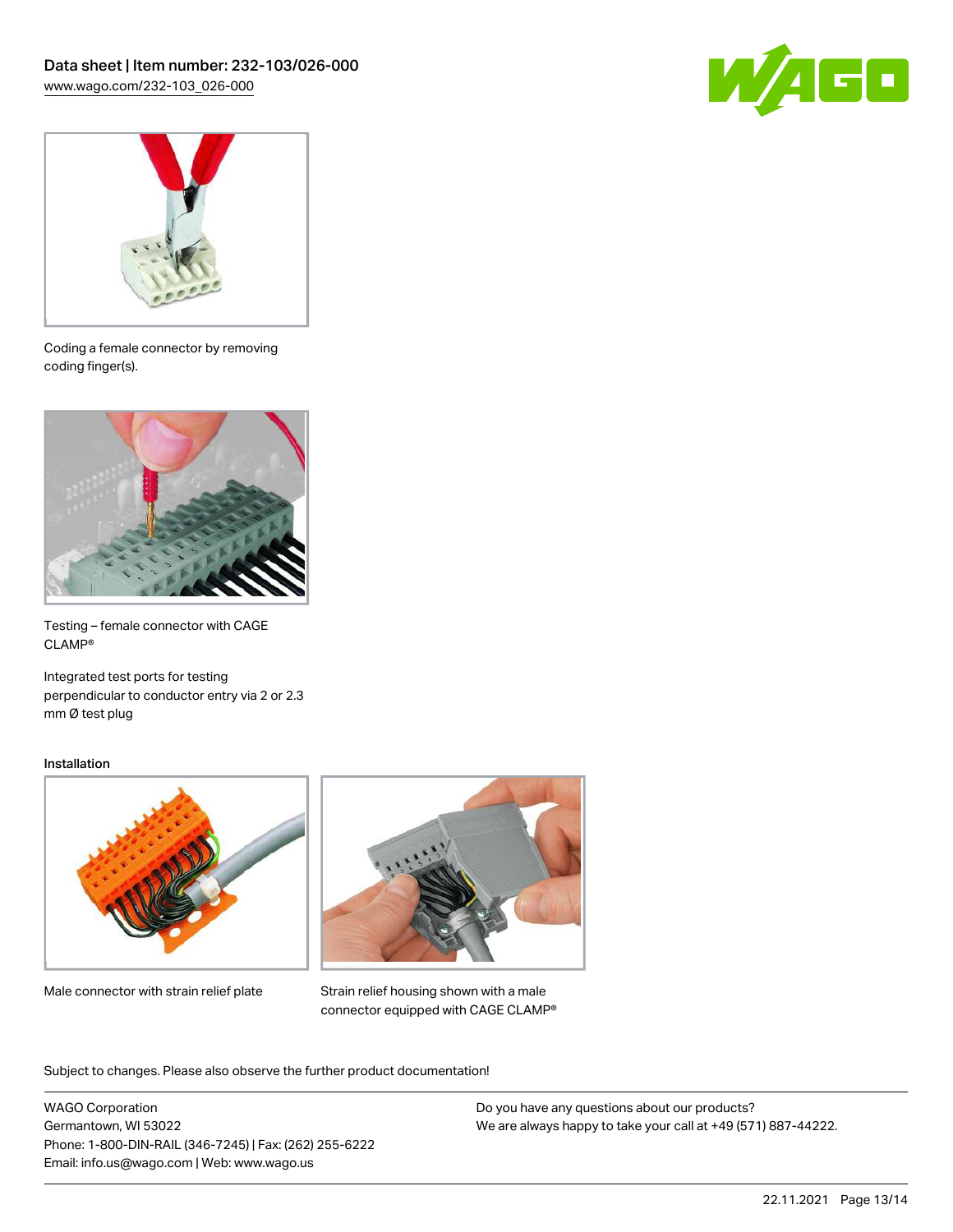Coding a female connector by removing coding finger(s).

Testing – female connector with CAGE CLAMP®

Integrated test ports for testing perpendicular to conductor entry via 2 or 2.3 mm Ø test plug

## Installation

Male connector with strain relief plate

Strain relief housing shown with a male connector equipped with CAGE CLAMP®

Subject to changes. Please also observe the further product documentation!

WAGO Corporation
Germantown, WI 53022
Phone: 1-800-DIN-RAIL (346-7245) | Fax: (262) 255-6222
Email: info.us@wago.com | Web: www.wago.us

Do you have any questions about our products?
We are always happy to take your call at +49 (571) 887-44222.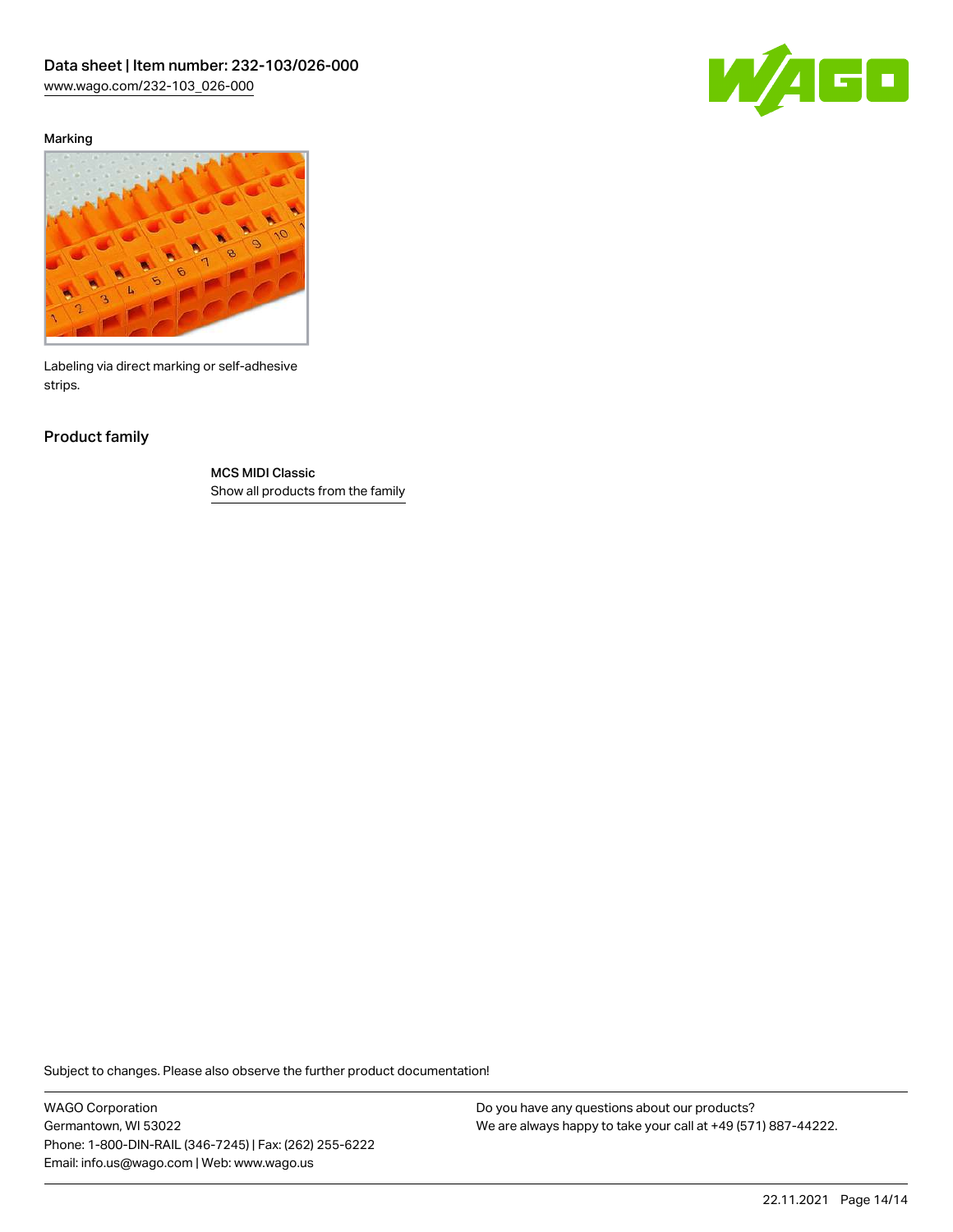Marking

Labeling via direct marking or self-adhesive strips.

## Product family

MCS MIDI Classic
Show all products from the family

Subject to changes. Please also observe the further product documentation!

WAGO Corporation
Germantown, WI 53022
Phone: 1-800-DIN-RAIL (346-7245) | Fax: (262) 255-6222
Email: info.us@wago.com | Web: www.wago.us

Do you have any questions about our products?
We are always happy to take your call at +49 (571) 887-44222.